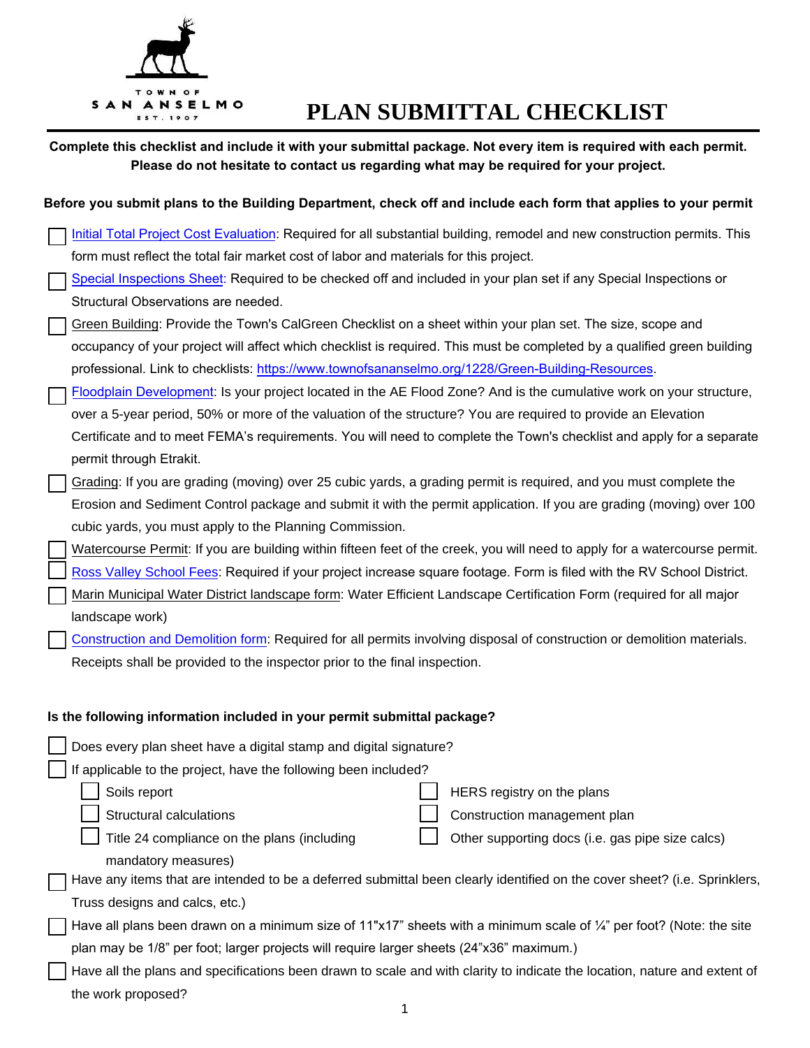TOWN OF SAN ANSELMO EST. 1907

# PLAN SUBMITTAL CHECKLIST

**Complete this checklist and include it with your submittal package. Not every item is required with each permit. Please do not hesitate to contact us regarding what may be required for your project.**

**Before you submit plans to the Building Department, check off and include each form that applies to your permit**

- ☐ Initial Total Project Cost Evaluation: Required for all substantial building, remodel and new construction permits. This form must reflect the total fair market cost of labor and materials for this project.
- ☐ Special Inspections Sheet: Required to be checked off and included in your plan set if any Special Inspections or Structural Observations are needed.
- ☐ Green Building: Provide the Town's CalGreen Checklist on a sheet within your plan set. The size, scope and occupancy of your project will affect which checklist is required. This must be completed by a qualified green building professional. Link to checklists: https://www.townofsananselmo.org/1228/Green-Building-Resources.
- ☐ Floodplain Development: Is your project located in the AE Flood Zone? And is the cumulative work on your structure, over a 5-year period, 50% or more of the valuation of the structure? You are required to provide an Elevation Certificate and to meet FEMA's requirements. You will need to complete the Town's checklist and apply for a separate permit through Etrakit.
- ☐ Grading: If you are grading (moving) over 25 cubic yards, a grading permit is required, and you must complete the Erosion and Sediment Control package and submit it with the permit application. If you are grading (moving) over 100 cubic yards, you must apply to the Planning Commission.
- ☐ Watercourse Permit: If you are building within fifteen feet of the creek, you will need to apply for a watercourse permit.
- ☐ Ross Valley School Fees: Required if your project increase square footage. Form is filed with the RV School District.
- ☐ Marin Municipal Water District landscape form: Water Efficient Landscape Certification Form (required for all major landscape work)
- ☐ Construction and Demolition form: Required for all permits involving disposal of construction or demolition materials. Receipts shall be provided to the inspector prior to the final inspection.

**Is the following information included in your permit submittal package?**

- ☐ Does every plan sheet have a digital stamp and digital signature?
- ☐ If applicable to the project, have the following been included?
  - ☐ Soils report
  - ☐ Structural calculations
  - ☐ Title 24 compliance on the plans (including mandatory measures)
  - ☐ HERS registry on the plans
  - ☐ Construction management plan
  - ☐ Other supporting docs (i.e. gas pipe size calcs)
- ☐ Have any items that are intended to be a deferred submittal been clearly identified on the cover sheet? (i.e. Sprinklers, Truss designs and calcs, etc.)
- ☐ Have all plans been drawn on a minimum size of 11"x17" sheets with a minimum scale of ¼" per foot? (Note: the site plan may be 1/8" per foot; larger projects will require larger sheets (24"x36" maximum.)
- ☐ Have all the plans and specifications been drawn to scale and with clarity to indicate the location, nature and extent of the work proposed?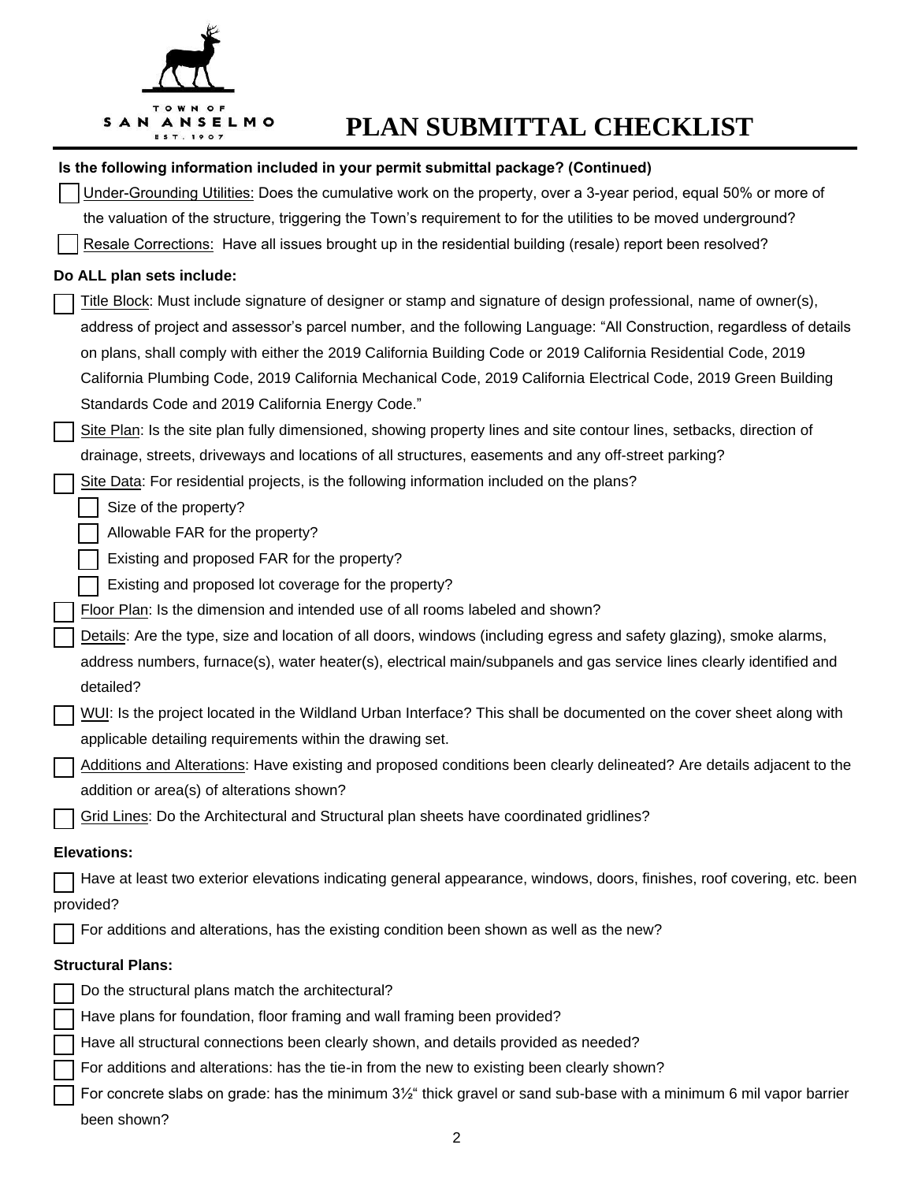# PLAN SUBMITTAL CHECKLIST

**Is the following information included in your permit submittal package? (Continued)**

- [ ] Under-Grounding Utilities: Does the cumulative work on the property, over a 3-year period, equal 50% or more of the valuation of the structure, triggering the Town's requirement to for the utilities to be moved underground?
- [ ] Resale Corrections: Have all issues brought up in the residential building (resale) report been resolved?

**Do ALL plan sets include:**

- [ ] Title Block: Must include signature of designer or stamp and signature of design professional, name of owner(s), address of project and assessor's parcel number, and the following Language: "All Construction, regardless of details on plans, shall comply with either the 2019 California Building Code or 2019 California Residential Code, 2019 California Plumbing Code, 2019 California Mechanical Code, 2019 California Electrical Code, 2019 Green Building Standards Code and 2019 California Energy Code."
- [ ] Site Plan: Is the site plan fully dimensioned, showing property lines and site contour lines, setbacks, direction of drainage, streets, driveways and locations of all structures, easements and any off-street parking?
- [ ] Site Data: For residential projects, is the following information included on the plans?
  - [ ] Size of the property?
  - [ ] Allowable FAR for the property?
  - [ ] Existing and proposed FAR for the property?
  - [ ] Existing and proposed lot coverage for the property?
- [ ] Floor Plan: Is the dimension and intended use of all rooms labeled and shown?
- [ ] Details: Are the type, size and location of all doors, windows (including egress and safety glazing), smoke alarms, address numbers, furnace(s), water heater(s), electrical main/subpanels and gas service lines clearly identified and detailed?
- [ ] WUI: Is the project located in the Wildland Urban Interface? This shall be documented on the cover sheet along with applicable detailing requirements within the drawing set.
- [ ] Additions and Alterations: Have existing and proposed conditions been clearly delineated? Are details adjacent to the addition or area(s) of alterations shown?
- [ ] Grid Lines: Do the Architectural and Structural plan sheets have coordinated gridlines?

**Elevations:**

- [ ] Have at least two exterior elevations indicating general appearance, windows, doors, finishes, roof covering, etc. been provided?
- [ ] For additions and alterations, has the existing condition been shown as well as the new?

**Structural Plans:**

- [ ] Do the structural plans match the architectural?
- [ ] Have plans for foundation, floor framing and wall framing been provided?
- [ ] Have all structural connections been clearly shown, and details provided as needed?
- [ ] For additions and alterations: has the tie-in from the new to existing been clearly shown?
- [ ] For concrete slabs on grade: has the minimum 3½" thick gravel or sand sub-base with a minimum 6 mil vapor barrier been shown?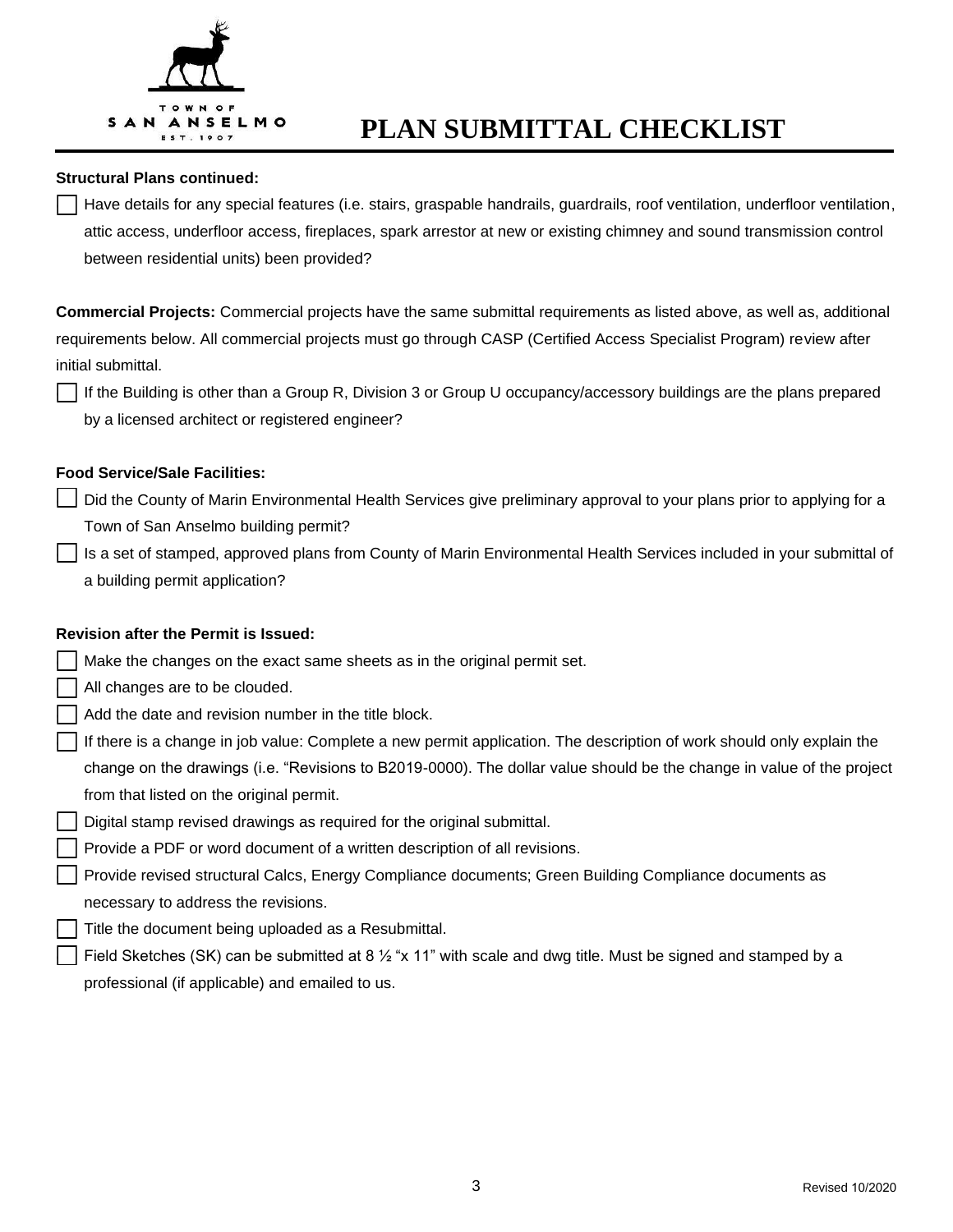# PLAN SUBMITTAL CHECKLIST

**Structural Plans continued:**

- [ ] Have details for any special features (i.e. stairs, graspable handrails, guardrails, roof ventilation, underfloor ventilation, attic access, underfloor access, fireplaces, spark arrestor at new or existing chimney and sound transmission control between residential units) been provided?

**Commercial Projects:** Commercial projects have the same submittal requirements as listed above, as well as, additional requirements below. All commercial projects must go through CASP (Certified Access Specialist Program) review after initial submittal.

- [ ] If the Building is other than a Group R, Division 3 or Group U occupancy/accessory buildings are the plans prepared by a licensed architect or registered engineer?

**Food Service/Sale Facilities:**

- [ ] Did the County of Marin Environmental Health Services give preliminary approval to your plans prior to applying for a Town of San Anselmo building permit?
- [ ] Is a set of stamped, approved plans from County of Marin Environmental Health Services included in your submittal of a building permit application?

**Revision after the Permit is Issued:**

- [ ] Make the changes on the exact same sheets as in the original permit set.
- [ ] All changes are to be clouded.
- [ ] Add the date and revision number in the title block.
- [ ] If there is a change in job value: Complete a new permit application. The description of work should only explain the change on the drawings (i.e. "Revisions to B2019-0000). The dollar value should be the change in value of the project from that listed on the original permit.
- [ ] Digital stamp revised drawings as required for the original submittal.
- [ ] Provide a PDF or word document of a written description of all revisions.
- [ ] Provide revised structural Calcs, Energy Compliance documents; Green Building Compliance documents as necessary to address the revisions.
- [ ] Title the document being uploaded as a Resubmittal.
- [ ] Field Sketches (SK) can be submitted at 8 ½ "x 11" with scale and dwg title. Must be signed and stamped by a professional (if applicable) and emailed to us.

Revised 10/2020